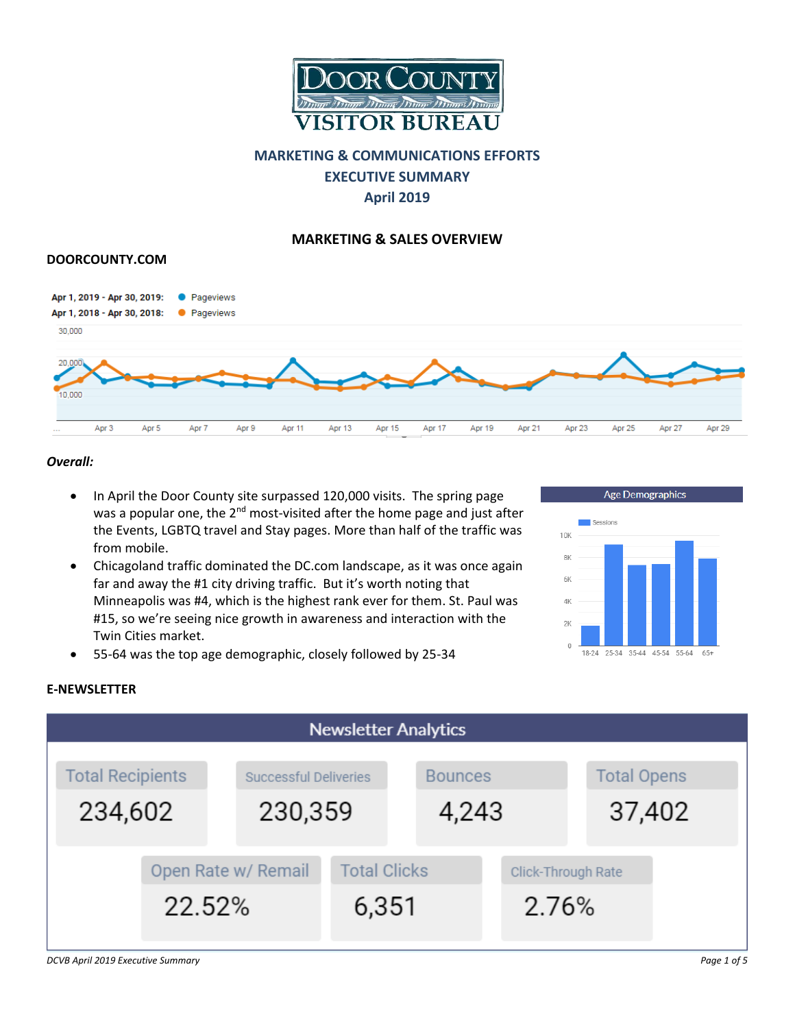# DOOR COUNTY VISITOR BUREAU

## MARKETING & COMMUNICATIONS EFFORTS
## EXECUTIVE SUMMARY
## April 2019

### MARKETING & SALES OVERVIEW

#### DOORCOUNTY.COM

***Overall:***

- In April the Door County site surpassed 120,000 visits. The spring page was a popular one, the 2nd most-visited after the home page and just after the Events, LGBTQ travel and Stay pages. More than half of the traffic was from mobile.
- Chicagoland traffic dominated the DC.com landscape, as it was once again far and away the #1 city driving traffic. But it's worth noting that Minneapolis was #4, which is the highest rank ever for them. St. Paul was #15, so we're seeing nice growth in awareness and interaction with the Twin Cities market.
- 55-64 was the top age demographic, closely followed by 25-34

#### E-NEWSLETTER

**Newsletter Analytics**

| Total Recipients | Successful Deliveries | Bounces | Total Opens |
|---|---|---|---|
| 234,602 | 230,359 | 4,243 | 37,402 |

| Open Rate w/ Remail | Total Clicks | Click-Through Rate |
|---|---|---|
| 22.52% | 6,351 | 2.76% |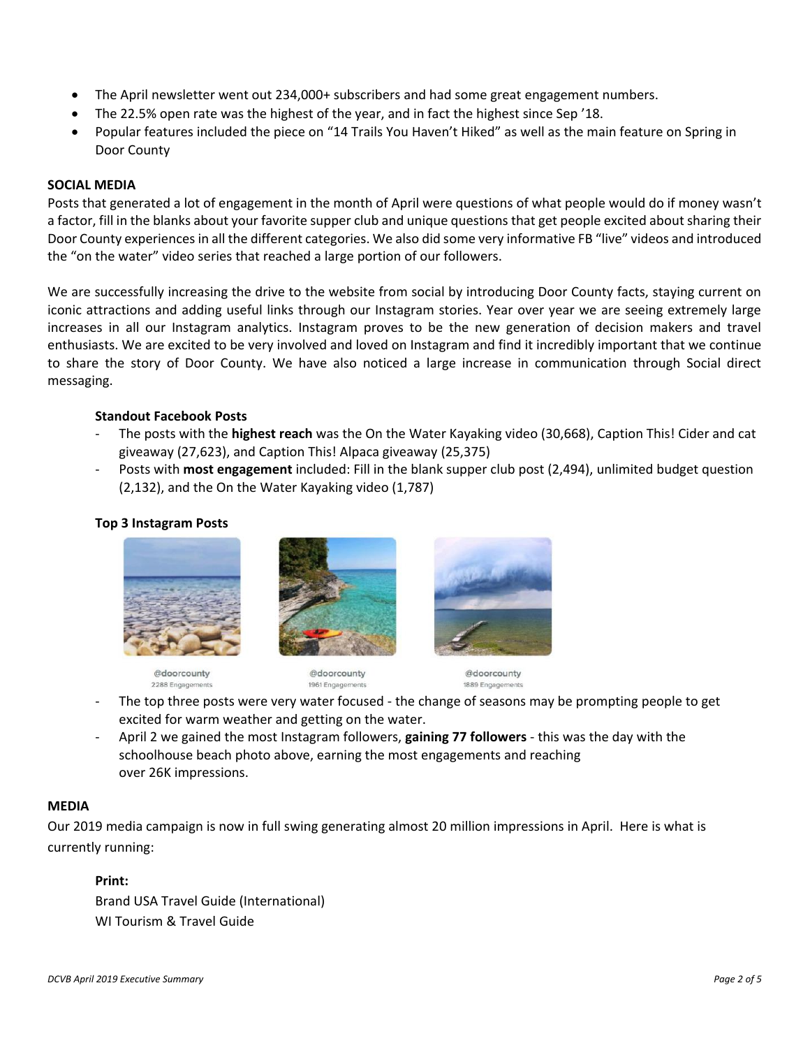- The April newsletter went out 234,000+ subscribers and had some great engagement numbers.
- The 22.5% open rate was the highest of the year, and in fact the highest since Sep '18.
- Popular features included the piece on "14 Trails You Haven't Hiked" as well as the main feature on Spring in Door County

**SOCIAL MEDIA**

Posts that generated a lot of engagement in the month of April were questions of what people would do if money wasn't a factor, fill in the blanks about your favorite supper club and unique questions that get people excited about sharing their Door County experiences in all the different categories. We also did some very informative FB "live" videos and introduced the "on the water" video series that reached a large portion of our followers.

We are successfully increasing the drive to the website from social by introducing Door County facts, staying current on iconic attractions and adding useful links through our Instagram stories. Year over year we are seeing extremely large increases in all our Instagram analytics. Instagram proves to be the new generation of decision makers and travel enthusiasts. We are excited to be very involved and loved on Instagram and find it incredibly important that we continue to share the story of Door County. We have also noticed a large increase in communication through Social direct messaging.

**Standout Facebook Posts**

- The posts with the **highest reach** was the On the Water Kayaking video (30,668), Caption This! Cider and cat giveaway (27,623), and Caption This! Alpaca giveaway (25,375)
- Posts with **most engagement** included: Fill in the blank supper club post (2,494), unlimited budget question (2,132), and the On the Water Kayaking video (1,787)

**Top 3 Instagram Posts**

@doorcounty
2288 Engagements

@doorcounty
1961 Engagements

@doorcounty
1889 Engagements

- The top three posts were very water focused - the change of seasons may be prompting people to get excited for warm weather and getting on the water.
- April 2 we gained the most Instagram followers, **gaining 77 followers** - this was the day with the schoolhouse beach photo above, earning the most engagements and reaching over 26K impressions.

**MEDIA**

Our 2019 media campaign is now in full swing generating almost 20 million impressions in April. Here is what is currently running:

**Print:**

Brand USA Travel Guide (International)
WI Tourism & Travel Guide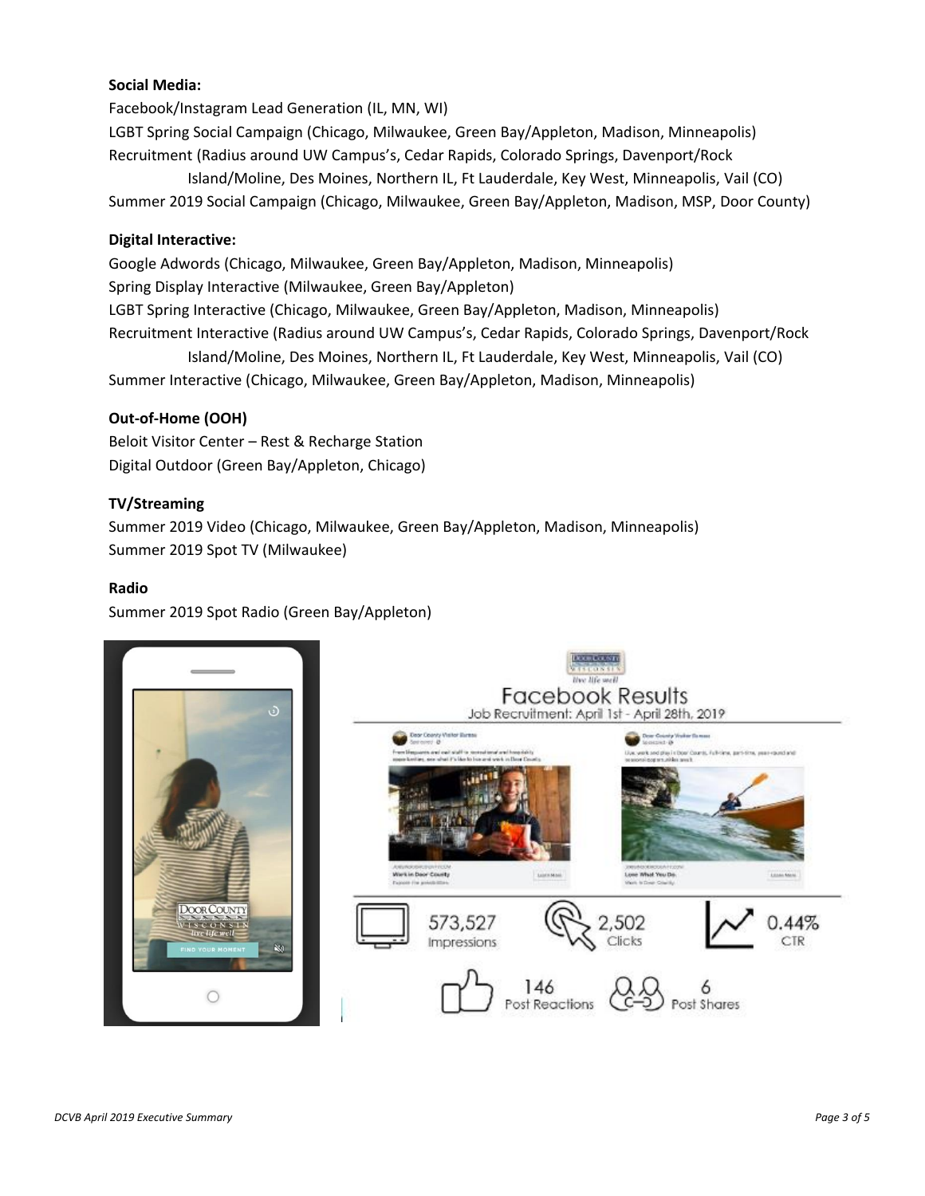**Social Media:**

Facebook/Instagram Lead Generation (IL, MN, WI)
LGBT Spring Social Campaign (Chicago, Milwaukee, Green Bay/Appleton, Madison, Minneapolis)
Recruitment (Radius around UW Campus's, Cedar Rapids, Colorado Springs, Davenport/Rock Island/Moline, Des Moines, Northern IL, Ft Lauderdale, Key West, Minneapolis, Vail (CO)
Summer 2019 Social Campaign (Chicago, Milwaukee, Green Bay/Appleton, Madison, MSP, Door County)

**Digital Interactive:**

Google Adwords (Chicago, Milwaukee, Green Bay/Appleton, Madison, Minneapolis)
Spring Display Interactive (Milwaukee, Green Bay/Appleton)
LGBT Spring Interactive (Chicago, Milwaukee, Green Bay/Appleton, Madison, Minneapolis)
Recruitment Interactive (Radius around UW Campus's, Cedar Rapids, Colorado Springs, Davenport/Rock Island/Moline, Des Moines, Northern IL, Ft Lauderdale, Key West, Minneapolis, Vail (CO)
Summer Interactive (Chicago, Milwaukee, Green Bay/Appleton, Madison, Minneapolis)

**Out-of-Home (OOH)**

Beloit Visitor Center – Rest & Recharge Station
Digital Outdoor (Green Bay/Appleton, Chicago)

**TV/Streaming**

Summer 2019 Video (Chicago, Milwaukee, Green Bay/Appleton, Madison, Minneapolis)
Summer 2019 Spot TV (Milwaukee)

**Radio**

Summer 2019 Spot Radio (Green Bay/Appleton)

Facebook Results
Job Recruitment: April 1st - April 28th, 2019

| Impressions | Clicks | CTR | Post Reactions | Post Shares |
|---|---|---|---|---|
| 573,527 | 2,502 | 0.44% | 146 | 6 |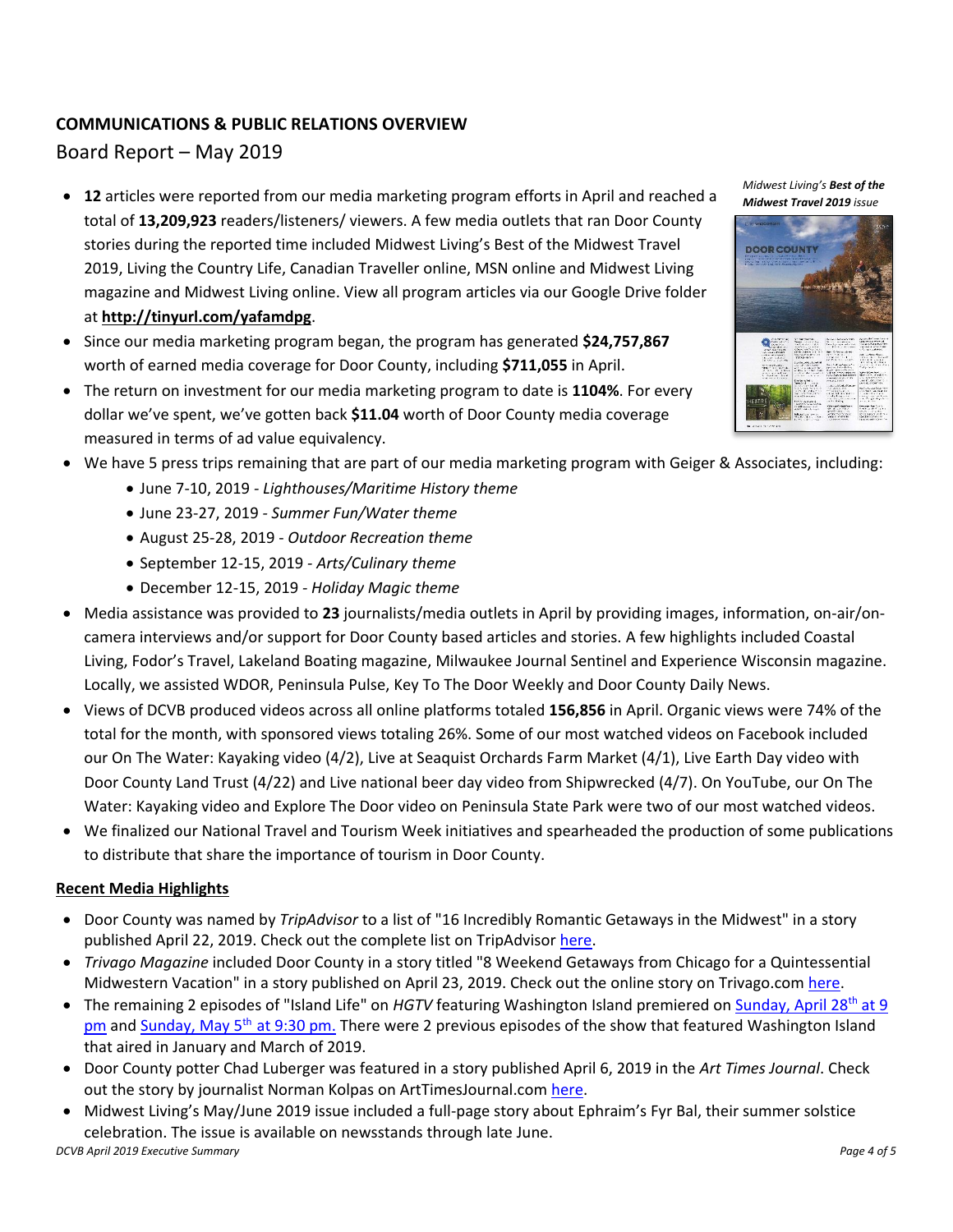## COMMUNICATIONS & PUBLIC RELATIONS OVERVIEW

Board Report – May 2019

*Midwest Living's* ***Best of the Midwest Travel 2019*** *issue*

- **12** articles were reported from our media marketing program efforts in April and reached a total of **13,209,923** readers/listeners/ viewers. A few media outlets that ran Door County stories during the reported time included Midwest Living's Best of the Midwest Travel 2019, Living the Country Life, Canadian Traveller online, MSN online and Midwest Living magazine and Midwest Living online. View all program articles via our Google Drive folder at **http://tinyurl.com/yafamdpg**.
- Since our media marketing program began, the program has generated **$24,757,867** worth of earned media coverage for Door County, including **$711,055** in April.
- The return on investment for our media marketing program to date is **1104%**. For every dollar we've spent, we've gotten back **$11.04** worth of Door County media coverage measured in terms of ad value equivalency.
- We have 5 press trips remaining that are part of our media marketing program with Geiger & Associates, including:
  - June 7-10, 2019 - *Lighthouses/Maritime History theme*
  - June 23-27, 2019 - *Summer Fun/Water theme*
  - August 25-28, 2019 - *Outdoor Recreation theme*
  - September 12-15, 2019 - *Arts/Culinary theme*
  - December 12-15, 2019 - *Holiday Magic theme*
- Media assistance was provided to **23** journalists/media outlets in April by providing images, information, on-air/on-camera interviews and/or support for Door County based articles and stories. A few highlights included Coastal Living, Fodor's Travel, Lakeland Boating magazine, Milwaukee Journal Sentinel and Experience Wisconsin magazine. Locally, we assisted WDOR, Peninsula Pulse, Key To The Door Weekly and Door County Daily News.
- Views of DCVB produced videos across all online platforms totaled **156,856** in April. Organic views were 74% of the total for the month, with sponsored views totaling 26%. Some of our most watched videos on Facebook included our On The Water: Kayaking video (4/2), Live at Seaquist Orchards Farm Market (4/1), Live Earth Day video with Door County Land Trust (4/22) and Live national beer day video from Shipwrecked (4/7). On YouTube, our On The Water: Kayaking video and Explore The Door video on Peninsula State Park were two of our most watched videos.
- We finalized our National Travel and Tourism Week initiatives and spearheaded the production of some publications to distribute that share the importance of tourism in Door County.

### Recent Media Highlights

- Door County was named by *TripAdvisor* to a list of "16 Incredibly Romantic Getaways in the Midwest" in a story published April 22, 2019. Check out the complete list on TripAdvisor here.
- *Trivago Magazine* included Door County in a story titled "8 Weekend Getaways from Chicago for a Quintessential Midwestern Vacation" in a story published on April 23, 2019. Check out the online story on Trivago.com here.
- The remaining 2 episodes of "Island Life" on *HGTV* featuring Washington Island premiered on Sunday, April 28th at 9 pm and Sunday, May 5th at 9:30 pm. There were 2 previous episodes of the show that featured Washington Island that aired in January and March of 2019.
- Door County potter Chad Luberger was featured in a story published April 6, 2019 in the *Art Times Journal*. Check out the story by journalist Norman Kolpas on ArtTimesJournal.com here.
- Midwest Living's May/June 2019 issue included a full-page story about Ephraim's Fyr Bal, their summer solstice celebration. The issue is available on newsstands through late June.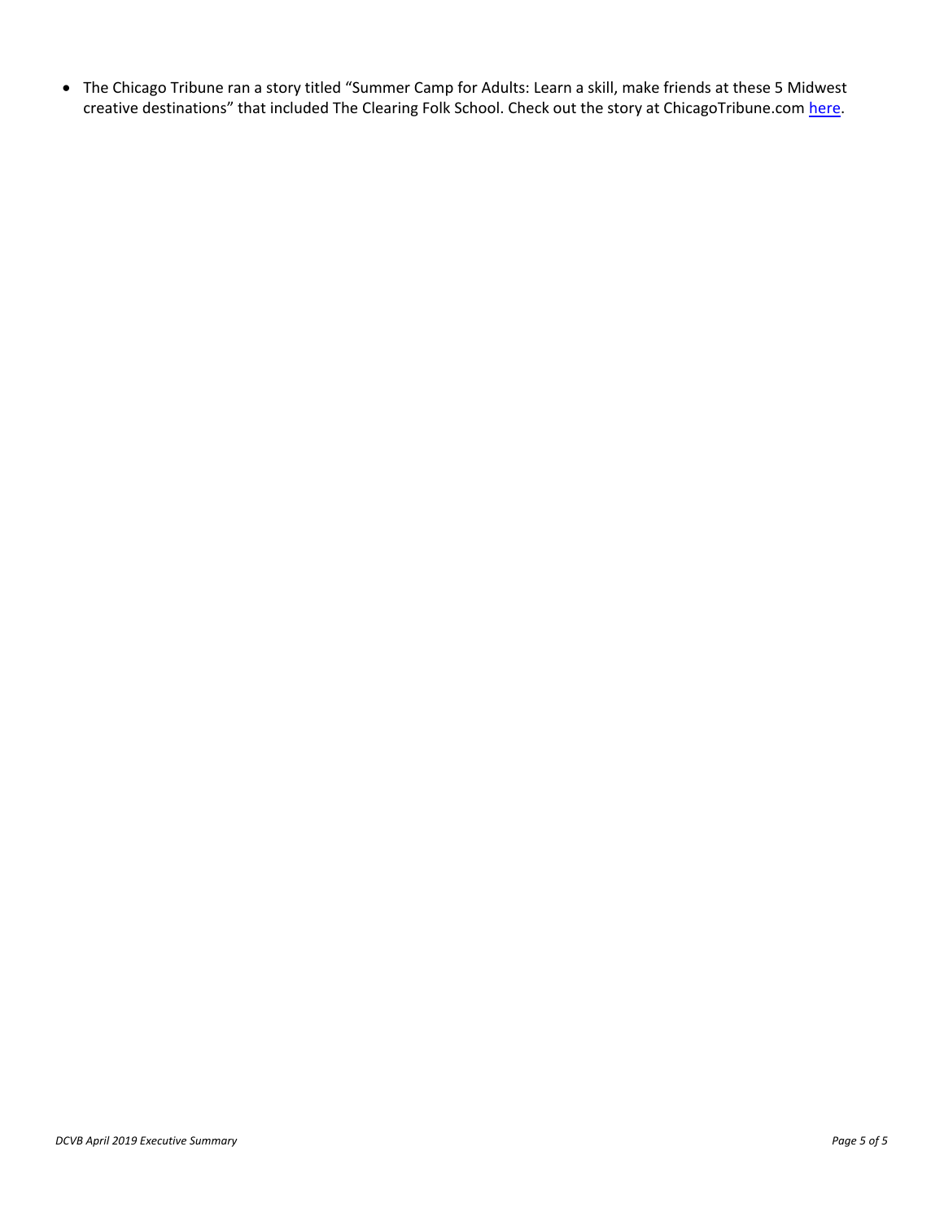- The Chicago Tribune ran a story titled "Summer Camp for Adults: Learn a skill, make friends at these 5 Midwest creative destinations" that included The Clearing Folk School. Check out the story at ChicagoTribune.com here.